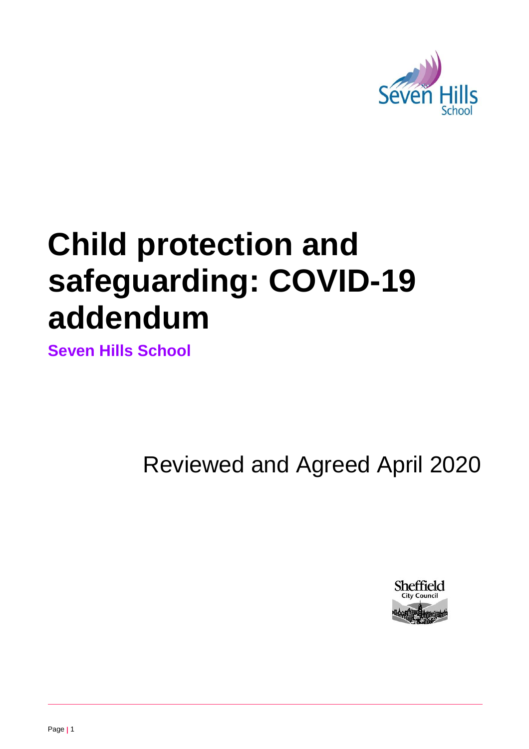# Child protection and safeguarding: COVID-19 addendum

**Seven Hills School**

Reviewed and Agreed April 2020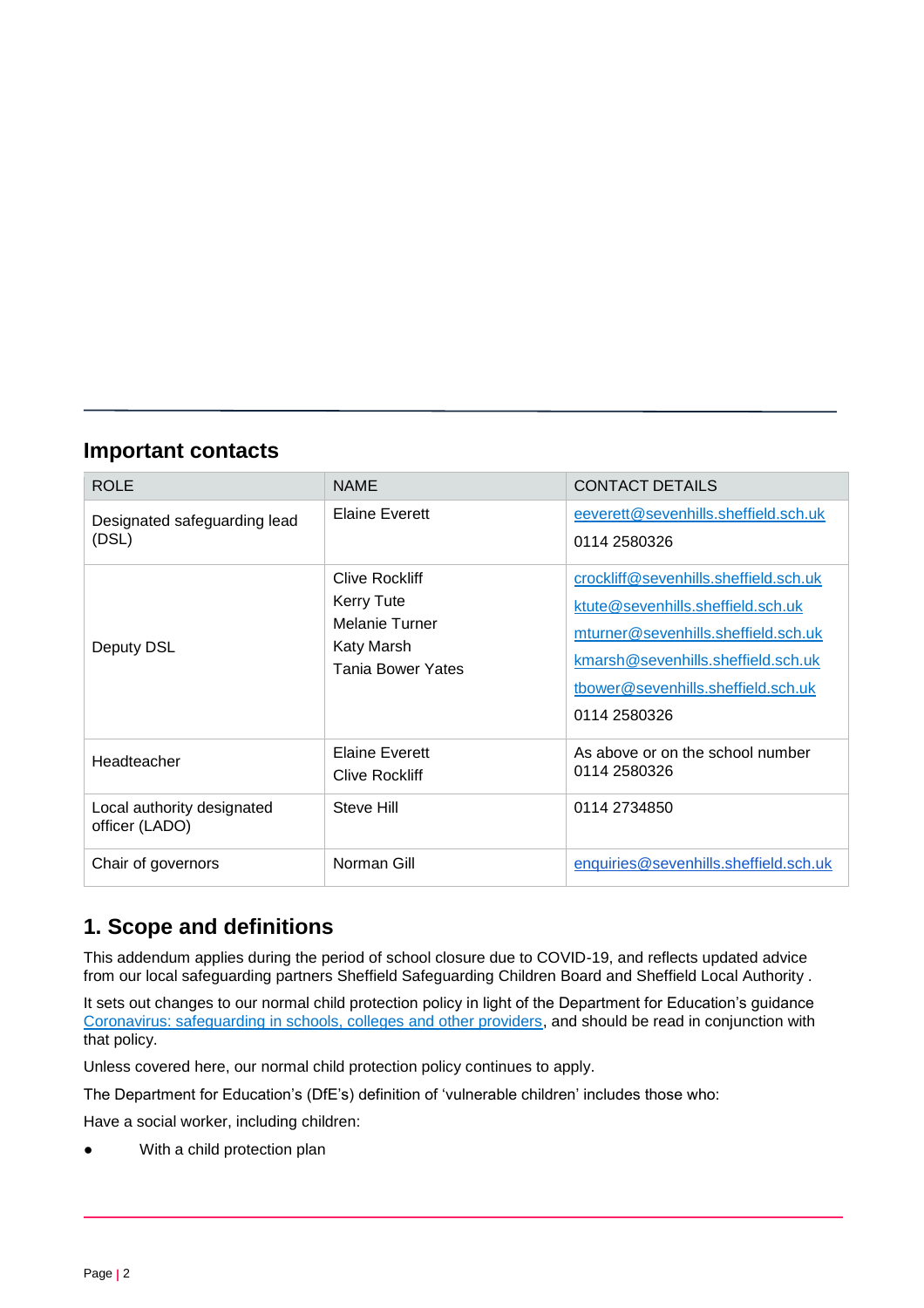## Important contacts

| ROLE | NAME | CONTACT DETAILS |
|---|---|---|
| Designated safeguarding lead (DSL) | Elaine Everett | eeverett@sevenhills.sheffield.sch.uk<br>0114 2580326 |
| Deputy DSL | Clive Rockliff<br>Kerry Tute<br>Melanie Turner<br>Katy Marsh<br>Tania Bower Yates | crockliff@sevenhills.sheffield.sch.uk<br>ktute@sevenhills.sheffield.sch.uk<br>mturner@sevenhills.sheffield.sch.uk<br>kmarsh@sevenhills.sheffield.sch.uk<br>tbower@sevenhills.sheffield.sch.uk<br>0114 2580326 |
| Headteacher | Elaine Everett<br>Clive Rockliff | As above or on the school number 0114 2580326 |
| Local authority designated officer (LADO) | Steve Hill | 0114 2734850 |
| Chair of governors | Norman Gill | enquiries@sevenhills.sheffield.sch.uk |

## 1. Scope and definitions

This addendum applies during the period of school closure due to COVID-19, and reflects updated advice from our local safeguarding partners Sheffield Safeguarding Children Board and Sheffield Local Authority .

It sets out changes to our normal child protection policy in light of the Department for Education's guidance Coronavirus: safeguarding in schools, colleges and other providers, and should be read in conjunction with that policy.

Unless covered here, our normal child protection policy continues to apply.

The Department for Education's (DfE's) definition of 'vulnerable children' includes those who:

Have a social worker, including children:

- With a child protection plan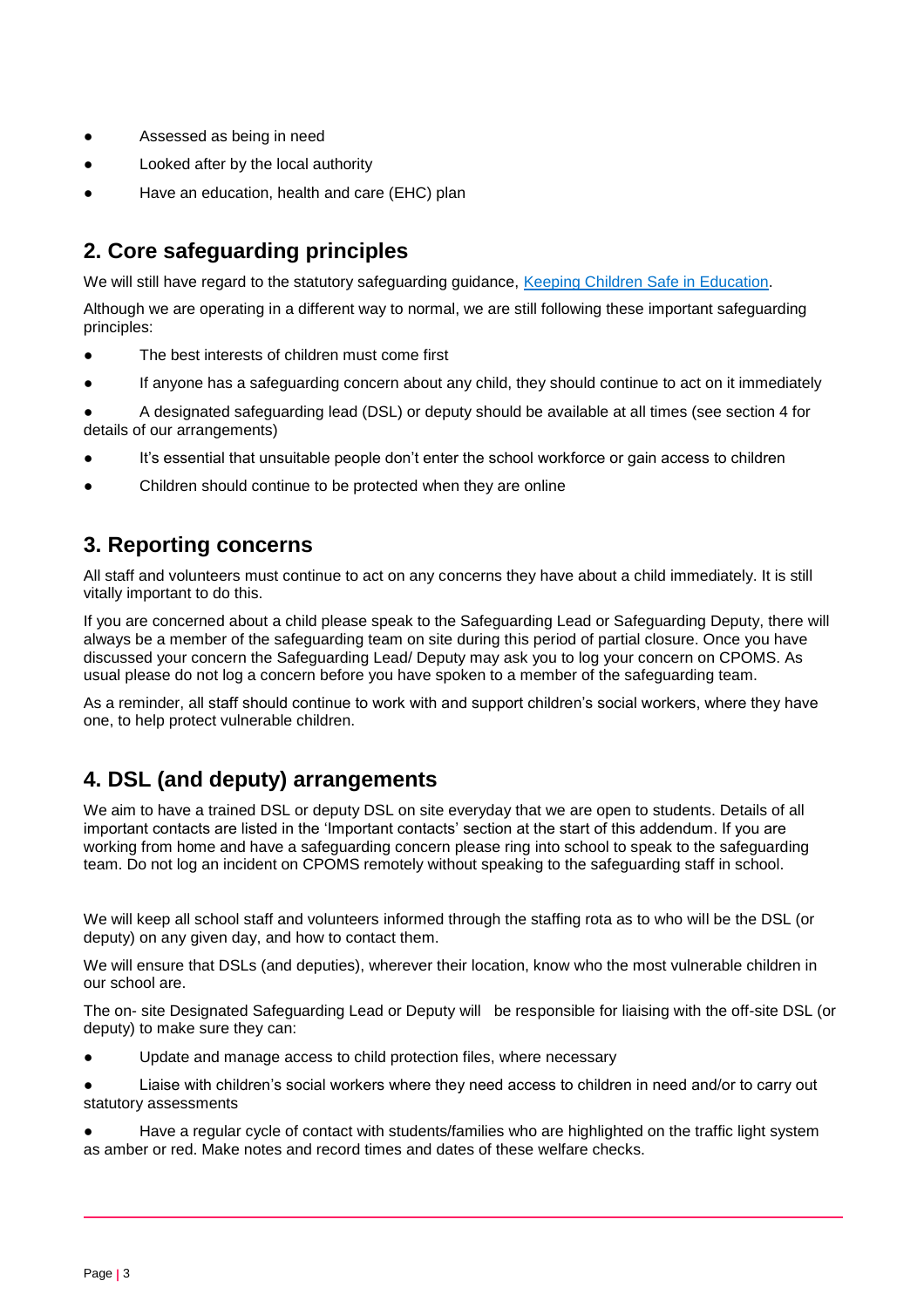- Assessed as being in need
- Looked after by the local authority
- Have an education, health and care (EHC) plan

## 2. Core safeguarding principles

We will still have regard to the statutory safeguarding guidance, [Keeping Children Safe in Education](#).

Although we are operating in a different way to normal, we are still following these important safeguarding principles:

- The best interests of children must come first
- If anyone has a safeguarding concern about any child, they should continue to act on it immediately
- A designated safeguarding lead (DSL) or deputy should be available at all times (see section 4 for details of our arrangements)
- It's essential that unsuitable people don't enter the school workforce or gain access to children
- Children should continue to be protected when they are online

## 3. Reporting concerns

All staff and volunteers must continue to act on any concerns they have about a child immediately. It is still vitally important to do this.

If you are concerned about a child please speak to the Safeguarding Lead or Safeguarding Deputy, there will always be a member of the safeguarding team on site during this period of partial closure. Once you have discussed your concern the Safeguarding Lead/ Deputy may ask you to log your concern on CPOMS. As usual please do not log a concern before you have spoken to a member of the safeguarding team.

As a reminder, all staff should continue to work with and support children's social workers, where they have one, to help protect vulnerable children.

## 4. DSL (and deputy) arrangements

We aim to have a trained DSL or deputy DSL on site everyday that we are open to students. Details of all important contacts are listed in the 'Important contacts' section at the start of this addendum. If you are working from home and have a safeguarding concern please ring into school to speak to the safeguarding team. Do not log an incident on CPOMS remotely without speaking to the safeguarding staff in school.

We will keep all school staff and volunteers informed through the staffing rota as to who will be the DSL (or deputy) on any given day, and how to contact them.

We will ensure that DSLs (and deputies), wherever their location, know who the most vulnerable children in our school are.

The on- site Designated Safeguarding Lead or Deputy will be responsible for liaising with the off-site DSL (or deputy) to make sure they can:

- Update and manage access to child protection files, where necessary
- Liaise with children's social workers where they need access to children in need and/or to carry out statutory assessments
- Have a regular cycle of contact with students/families who are highlighted on the traffic light system as amber or red. Make notes and record times and dates of these welfare checks.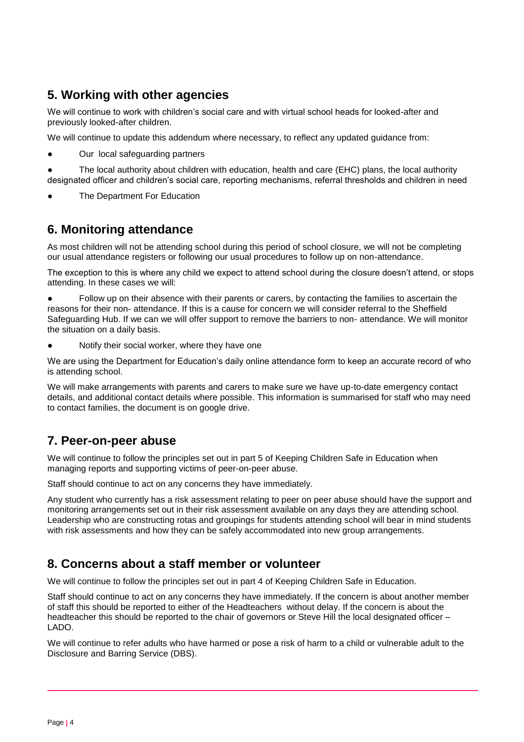## 5. Working with other agencies

We will continue to work with children's social care and with virtual school heads for looked-after and previously looked-after children.

We will continue to update this addendum where necessary, to reflect any updated guidance from:

- Our local safeguarding partners
- The local authority about children with education, health and care (EHC) plans, the local authority designated officer and children's social care, reporting mechanisms, referral thresholds and children in need
- The Department For Education

## 6. Monitoring attendance

As most children will not be attending school during this period of school closure, we will not be completing our usual attendance registers or following our usual procedures to follow up on non-attendance.

The exception to this is where any child we expect to attend school during the closure doesn't attend, or stops attending. In these cases we will:

- Follow up on their absence with their parents or carers, by contacting the families to ascertain the reasons for their non- attendance. If this is a cause for concern we will consider referral to the Sheffield Safeguarding Hub. If we can we will offer support to remove the barriers to non- attendance. We will monitor the situation on a daily basis.
- Notify their social worker, where they have one

We are using the Department for Education's daily online attendance form to keep an accurate record of who is attending school.

We will make arrangements with parents and carers to make sure we have up-to-date emergency contact details, and additional contact details where possible. This information is summarised for staff who may need to contact families, the document is on google drive.

## 7. Peer-on-peer abuse

We will continue to follow the principles set out in part 5 of Keeping Children Safe in Education when managing reports and supporting victims of peer-on-peer abuse.

Staff should continue to act on any concerns they have immediately.

Any student who currently has a risk assessment relating to peer on peer abuse should have the support and monitoring arrangements set out in their risk assessment available on any days they are attending school. Leadership who are constructing rotas and groupings for students attending school will bear in mind students with risk assessments and how they can be safely accommodated into new group arrangements.

## 8. Concerns about a staff member or volunteer

We will continue to follow the principles set out in part 4 of Keeping Children Safe in Education.

Staff should continue to act on any concerns they have immediately. If the concern is about another member of staff this should be reported to either of the Headteachers without delay. If the concern is about the headteacher this should be reported to the chair of governors or Steve Hill the local designated officer – LADO.

We will continue to refer adults who have harmed or pose a risk of harm to a child or vulnerable adult to the Disclosure and Barring Service (DBS).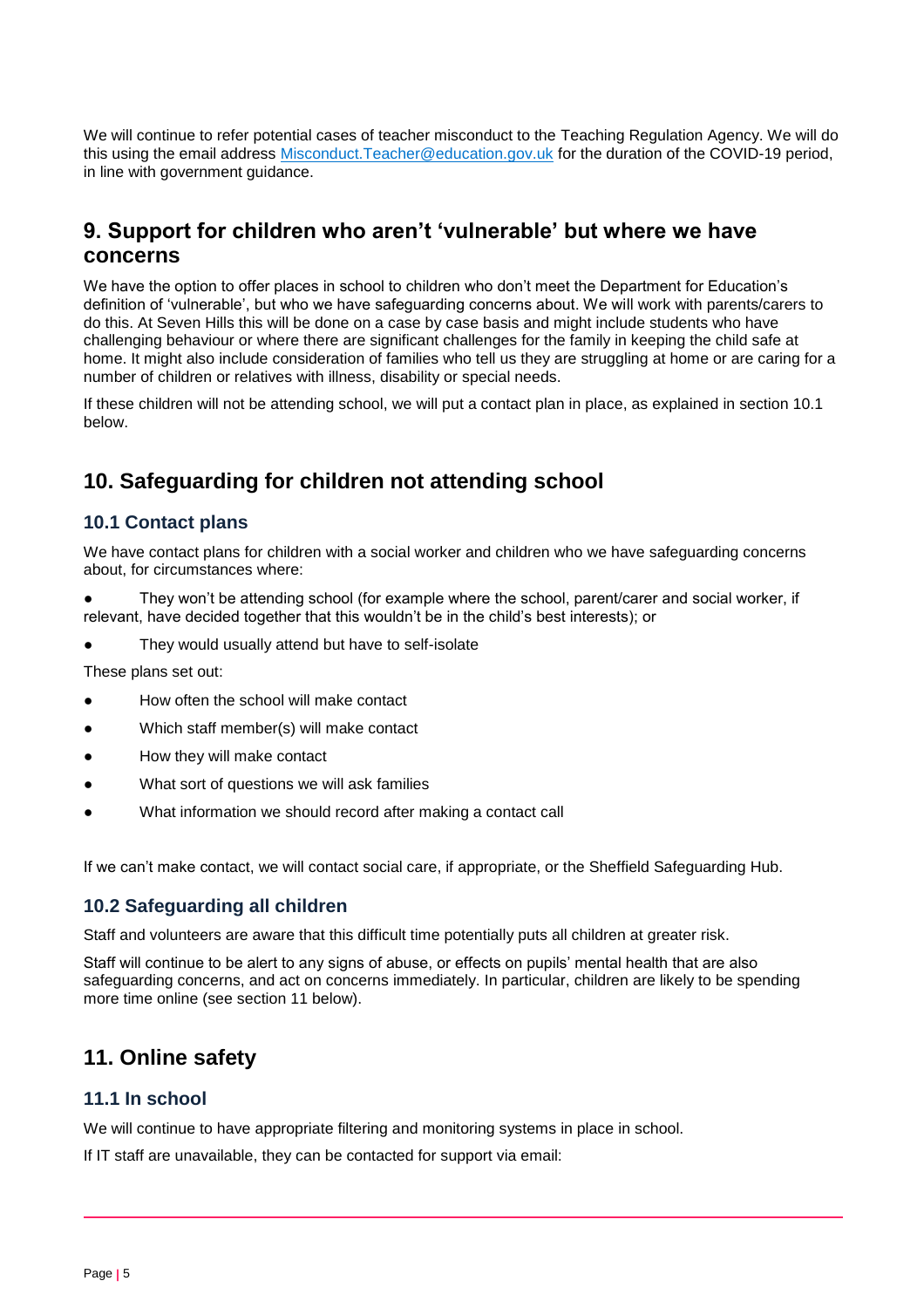We will continue to refer potential cases of teacher misconduct to the Teaching Regulation Agency. We will do this using the email address [Misconduct.Teacher@education.gov.uk](mailto:Misconduct.Teacher@education.gov.uk) for the duration of the COVID-19 period, in line with government guidance.

## 9. Support for children who aren't 'vulnerable' but where we have concerns

We have the option to offer places in school to children who don't meet the Department for Education's definition of 'vulnerable', but who we have safeguarding concerns about. We will work with parents/carers to do this. At Seven Hills this will be done on a case by case basis and might include students who have challenging behaviour or where there are significant challenges for the family in keeping the child safe at home. It might also include consideration of families who tell us they are struggling at home or are caring for a number of children or relatives with illness, disability or special needs.

If these children will not be attending school, we will put a contact plan in place, as explained in section 10.1 below.

## 10. Safeguarding for children not attending school

### 10.1 Contact plans

We have contact plans for children with a social worker and children who we have safeguarding concerns about, for circumstances where:

- They won't be attending school (for example where the school, parent/carer and social worker, if relevant, have decided together that this wouldn't be in the child's best interests); or
- They would usually attend but have to self-isolate

These plans set out:

- How often the school will make contact
- Which staff member(s) will make contact
- How they will make contact
- What sort of questions we will ask families
- What information we should record after making a contact call

If we can't make contact, we will contact social care, if appropriate, or the Sheffield Safeguarding Hub.

### 10.2 Safeguarding all children

Staff and volunteers are aware that this difficult time potentially puts all children at greater risk.

Staff will continue to be alert to any signs of abuse, or effects on pupils' mental health that are also safeguarding concerns, and act on concerns immediately. In particular, children are likely to be spending more time online (see section 11 below).

## 11. Online safety

### 11.1 In school

We will continue to have appropriate filtering and monitoring systems in place in school.

If IT staff are unavailable, they can be contacted for support via email: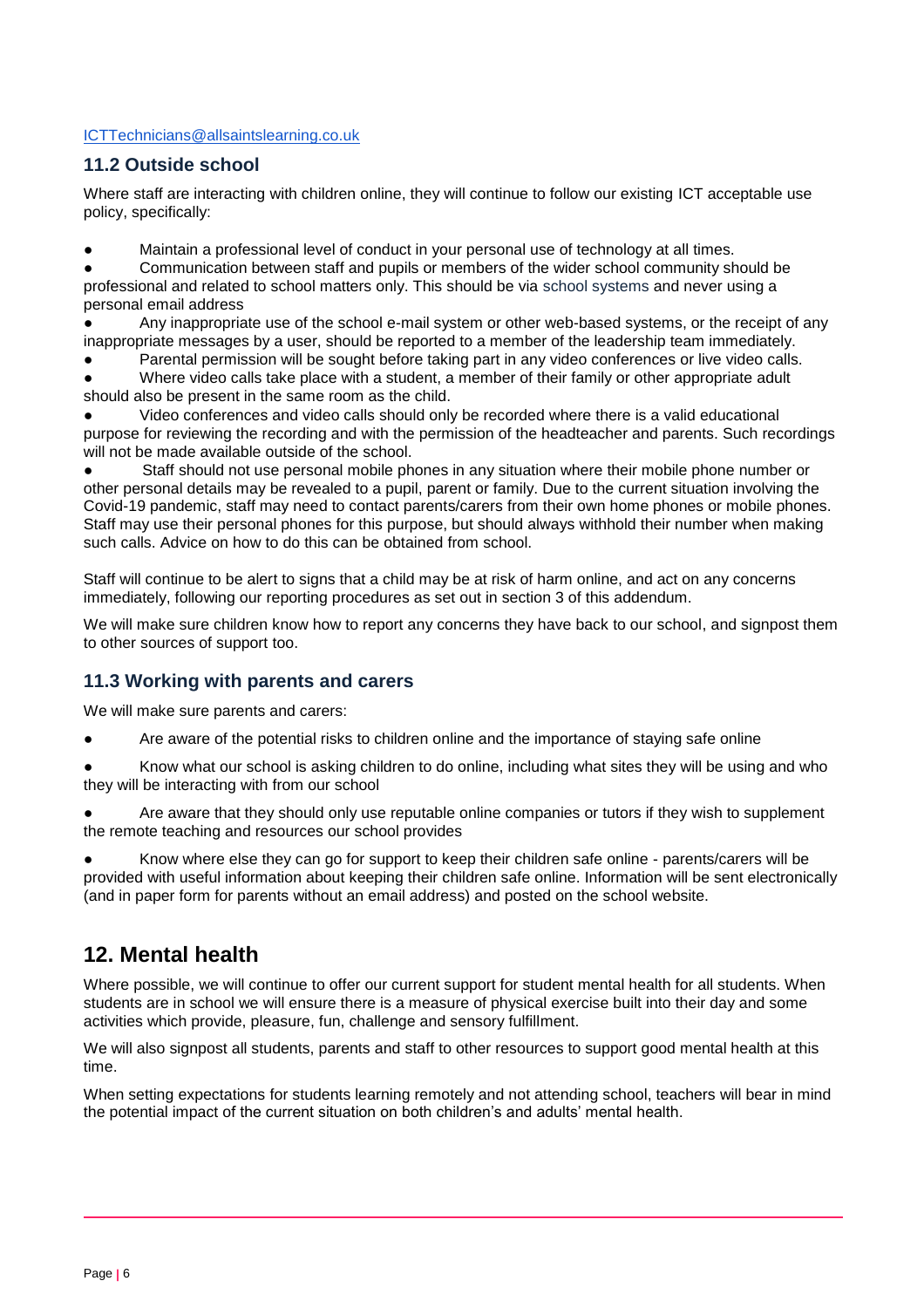ICTTechnicians@allsaintslearning.co.uk

### 11.2 Outside school

Where staff are interacting with children online, they will continue to follow our existing ICT acceptable use policy, specifically:

- Maintain a professional level of conduct in your personal use of technology at all times.
- Communication between staff and pupils or members of the wider school community should be professional and related to school matters only. This should be via school systems and never using a personal email address
- Any inappropriate use of the school e-mail system or other web-based systems, or the receipt of any inappropriate messages by a user, should be reported to a member of the leadership team immediately.
- Parental permission will be sought before taking part in any video conferences or live video calls.
- Where video calls take place with a student, a member of their family or other appropriate adult should also be present in the same room as the child.
- Video conferences and video calls should only be recorded where there is a valid educational purpose for reviewing the recording and with the permission of the headteacher and parents. Such recordings will not be made available outside of the school.
- Staff should not use personal mobile phones in any situation where their mobile phone number or other personal details may be revealed to a pupil, parent or family. Due to the current situation involving the Covid-19 pandemic, staff may need to contact parents/carers from their own home phones or mobile phones. Staff may use their personal phones for this purpose, but should always withhold their number when making such calls. Advice on how to do this can be obtained from school.

Staff will continue to be alert to signs that a child may be at risk of harm online, and act on any concerns immediately, following our reporting procedures as set out in section 3 of this addendum.

We will make sure children know how to report any concerns they have back to our school, and signpost them to other sources of support too.

### 11.3 Working with parents and carers

We will make sure parents and carers:

- Are aware of the potential risks to children online and the importance of staying safe online
- Know what our school is asking children to do online, including what sites they will be using and who they will be interacting with from our school
- Are aware that they should only use reputable online companies or tutors if they wish to supplement the remote teaching and resources our school provides
- Know where else they can go for support to keep their children safe online - parents/carers will be provided with useful information about keeping their children safe online. Information will be sent electronically (and in paper form for parents without an email address) and posted on the school website.

## 12. Mental health

Where possible, we will continue to offer our current support for student mental health for all students. When students are in school we will ensure there is a measure of physical exercise built into their day and some activities which provide, pleasure, fun, challenge and sensory fulfillment.

We will also signpost all students, parents and staff to other resources to support good mental health at this time.

When setting expectations for students learning remotely and not attending school, teachers will bear in mind the potential impact of the current situation on both children's and adults' mental health.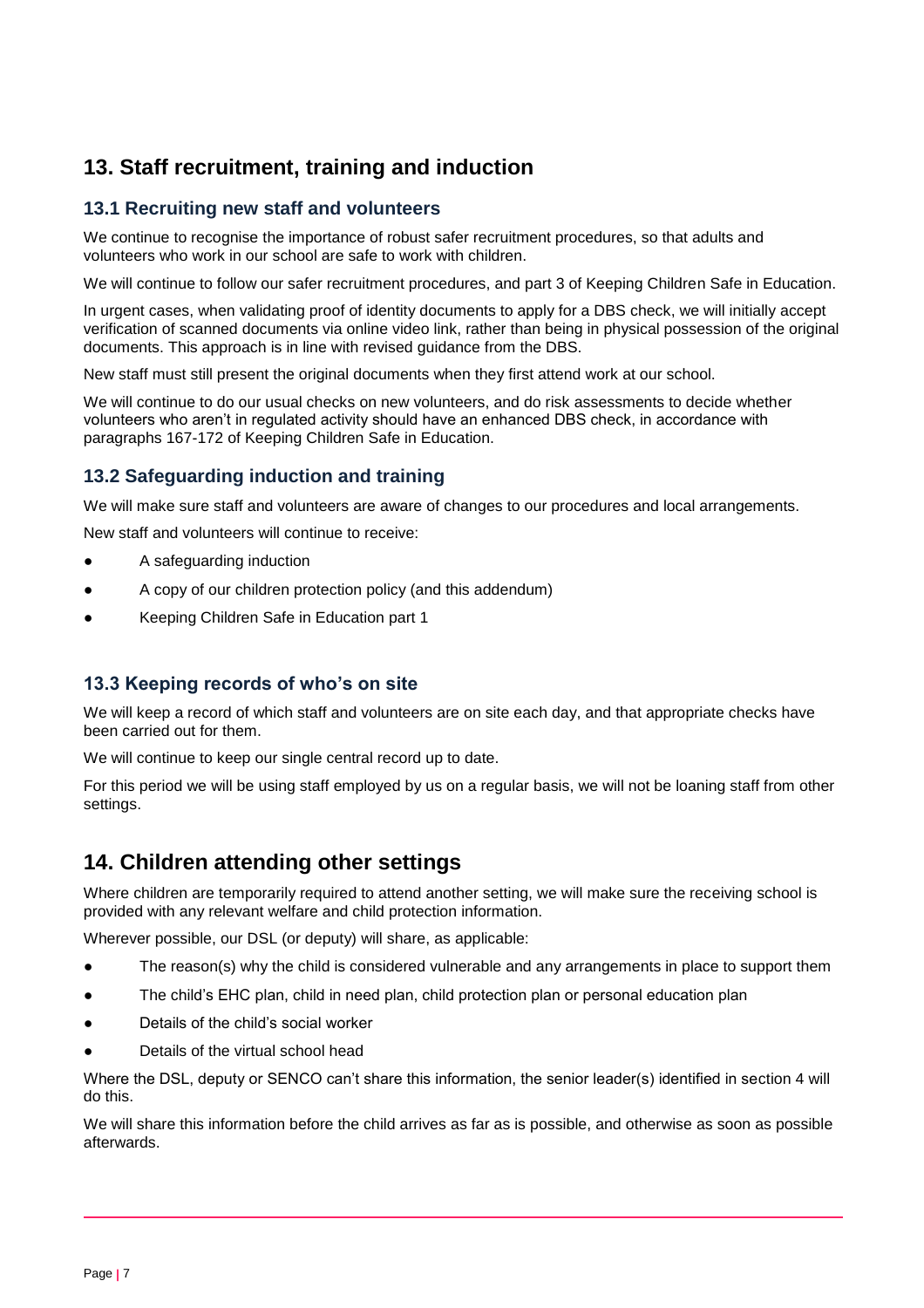## 13. Staff recruitment, training and induction

### 13.1 Recruiting new staff and volunteers

We continue to recognise the importance of robust safer recruitment procedures, so that adults and volunteers who work in our school are safe to work with children.

We will continue to follow our safer recruitment procedures, and part 3 of Keeping Children Safe in Education.

In urgent cases, when validating proof of identity documents to apply for a DBS check, we will initially accept verification of scanned documents via online video link, rather than being in physical possession of the original documents. This approach is in line with revised guidance from the DBS.

New staff must still present the original documents when they first attend work at our school.

We will continue to do our usual checks on new volunteers, and do risk assessments to decide whether volunteers who aren't in regulated activity should have an enhanced DBS check, in accordance with paragraphs 167-172 of Keeping Children Safe in Education.

### 13.2 Safeguarding induction and training

We will make sure staff and volunteers are aware of changes to our procedures and local arrangements.

New staff and volunteers will continue to receive:

- A safeguarding induction
- A copy of our children protection policy (and this addendum)
- Keeping Children Safe in Education part 1

### 13.3 Keeping records of who's on site

We will keep a record of which staff and volunteers are on site each day, and that appropriate checks have been carried out for them.

We will continue to keep our single central record up to date.

For this period we will be using staff employed by us on a regular basis, we will not be loaning staff from other settings.

## 14. Children attending other settings

Where children are temporarily required to attend another setting, we will make sure the receiving school is provided with any relevant welfare and child protection information.

Wherever possible, our DSL (or deputy) will share, as applicable:

- The reason(s) why the child is considered vulnerable and any arrangements in place to support them
- The child's EHC plan, child in need plan, child protection plan or personal education plan
- Details of the child's social worker
- Details of the virtual school head

Where the DSL, deputy or SENCO can't share this information, the senior leader(s) identified in section 4 will do this.

We will share this information before the child arrives as far as is possible, and otherwise as soon as possible afterwards.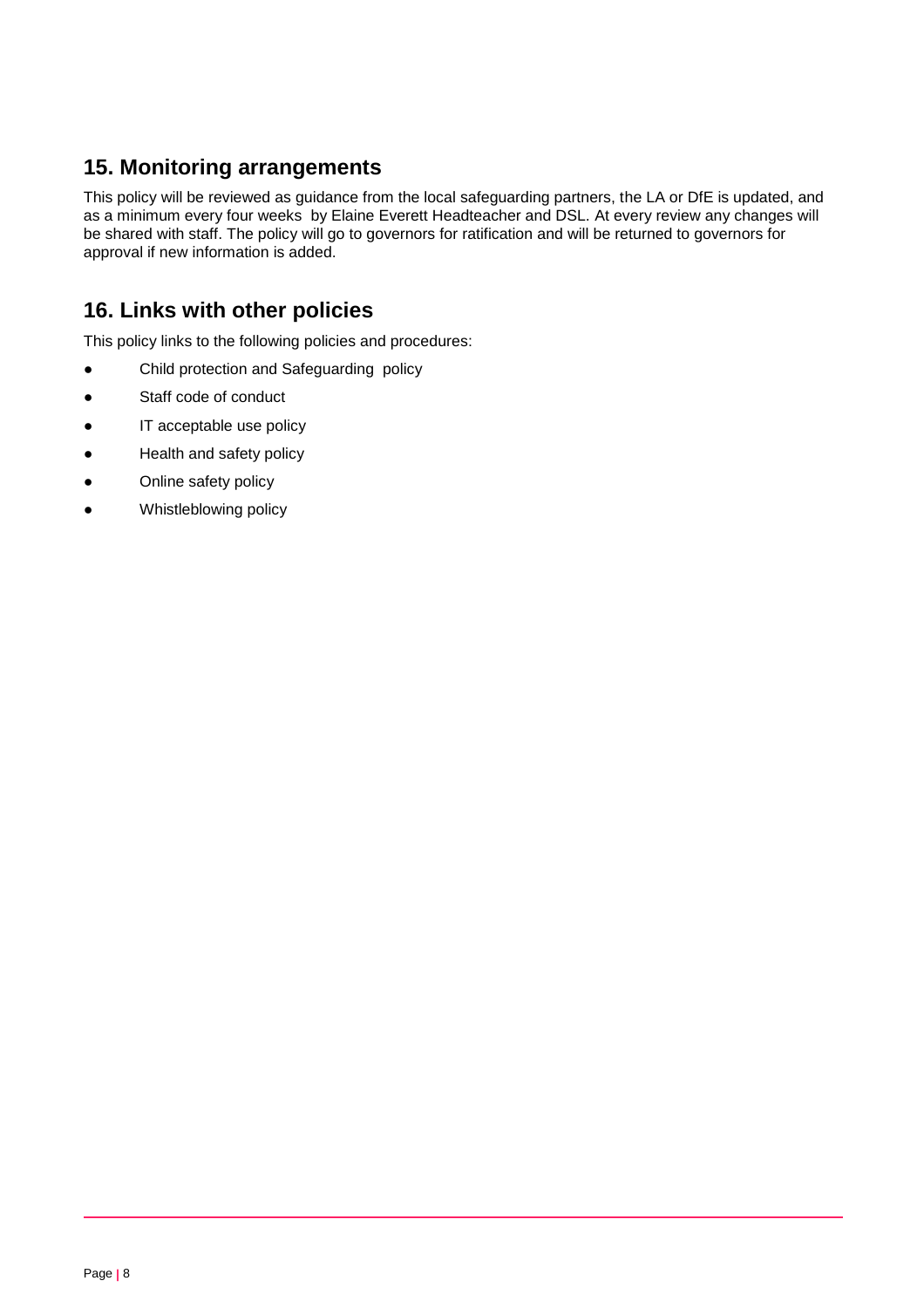## 15. Monitoring arrangements

This policy will be reviewed as guidance from the local safeguarding partners, the LA or DfE is updated, and as a minimum every four weeks by Elaine Everett Headteacher and DSL. At every review any changes will be shared with staff. The policy will go to governors for ratification and will be returned to governors for approval if new information is added.

## 16. Links with other policies

This policy links to the following policies and procedures:

- Child protection and Safeguarding policy
- Staff code of conduct
- IT acceptable use policy
- Health and safety policy
- Online safety policy
- Whistleblowing policy